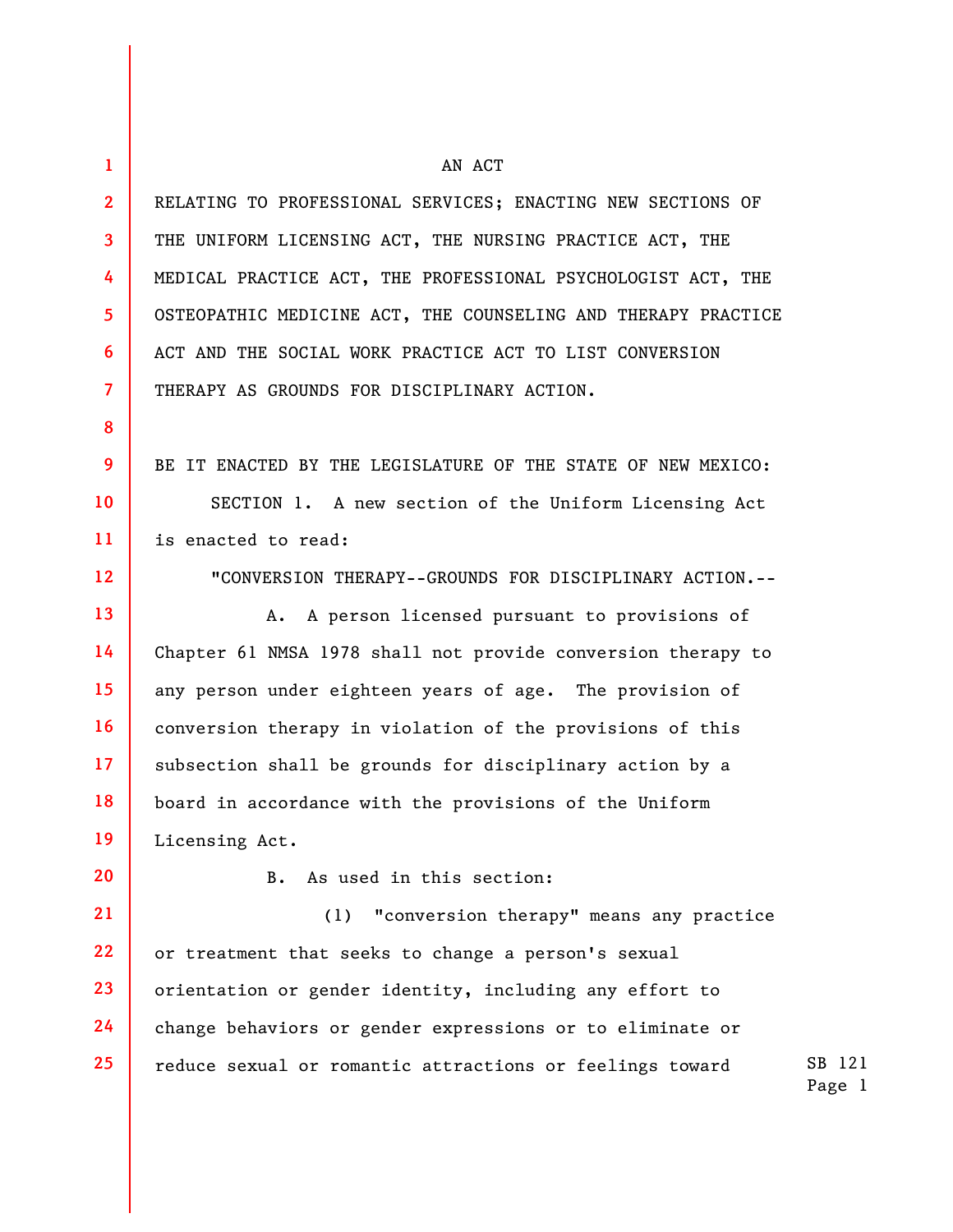AN ACT

RELATING TO PROFESSIONAL SERVICES; ENACTING NEW SECTIONS OF THE UNIFORM LICENSING ACT, THE NURSING PRACTICE ACT, THE MEDICAL PRACTICE ACT, THE PROFESSIONAL PSYCHOLOGIST ACT, THE OSTEOPATHIC MEDICINE ACT, THE COUNSELING AND THERAPY PRACTICE ACT AND THE SOCIAL WORK PRACTICE ACT TO LIST CONVERSION THERAPY AS GROUNDS FOR DISCIPLINARY ACTION.

BE IT ENACTED BY THE LEGISLATURE OF THE STATE OF NEW MEXICO:

SECTION 1. A new section of the Uniform Licensing Act is enacted to read:

"CONVERSION THERAPY--GROUNDS FOR DISCIPLINARY ACTION.--

A. A person licensed pursuant to provisions of Chapter 61 NMSA 1978 shall not provide conversion therapy to any person under eighteen years of age. The provision of conversion therapy in violation of the provisions of this subsection shall be grounds for disciplinary action by a board in accordance with the provisions of the Uniform Licensing Act.

B. As used in this section:

(1) "conversion therapy" means any practice or treatment that seeks to change a person's sexual orientation or gender identity, including any effort to change behaviors or gender expressions or to eliminate or reduce sexual or romantic attractions or feelings toward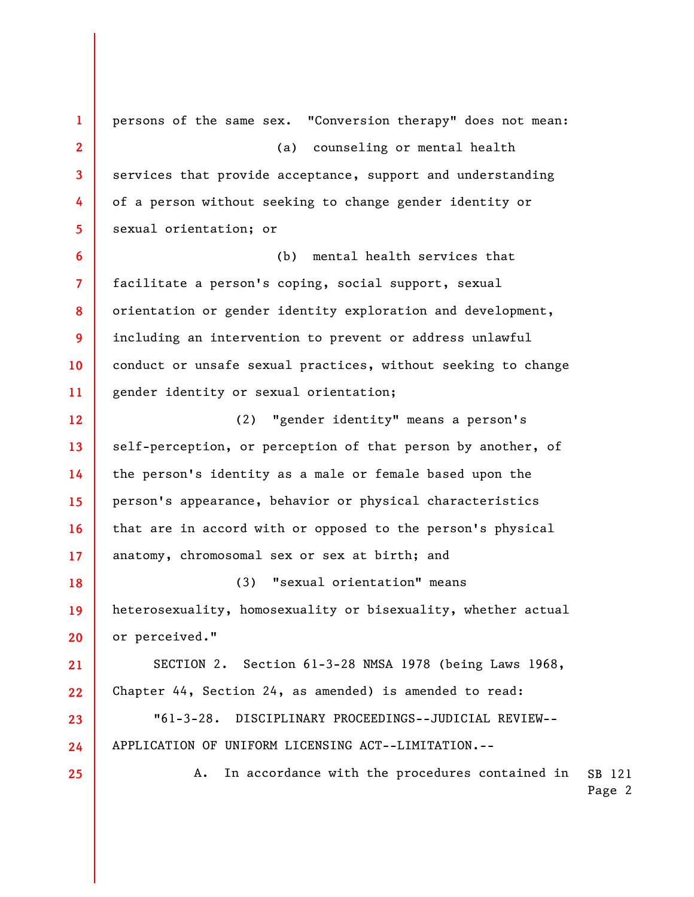persons of the same sex. "Conversion therapy" does not mean:

(a) counseling or mental health services that provide acceptance, support and understanding of a person without seeking to change gender identity or sexual orientation; or

(b) mental health services that facilitate a person's coping, social support, sexual orientation or gender identity exploration and development, including an intervention to prevent or address unlawful conduct or unsafe sexual practices, without seeking to change gender identity or sexual orientation;

(2) "gender identity" means a person's self-perception, or perception of that person by another, of the person's identity as a male or female based upon the person's appearance, behavior or physical characteristics that are in accord with or opposed to the person's physical anatomy, chromosomal sex or sex at birth; and

(3) "sexual orientation" means heterosexuality, homosexuality or bisexuality, whether actual or perceived."

SECTION 2. Section 61-3-28 NMSA 1978 (being Laws 1968, Chapter 44, Section 24, as amended) is amended to read:

"61-3-28. DISCIPLINARY PROCEEDINGS--JUDICIAL REVIEW--APPLICATION OF UNIFORM LICENSING ACT--LIMITATION.--

A. In accordance with the procedures contained in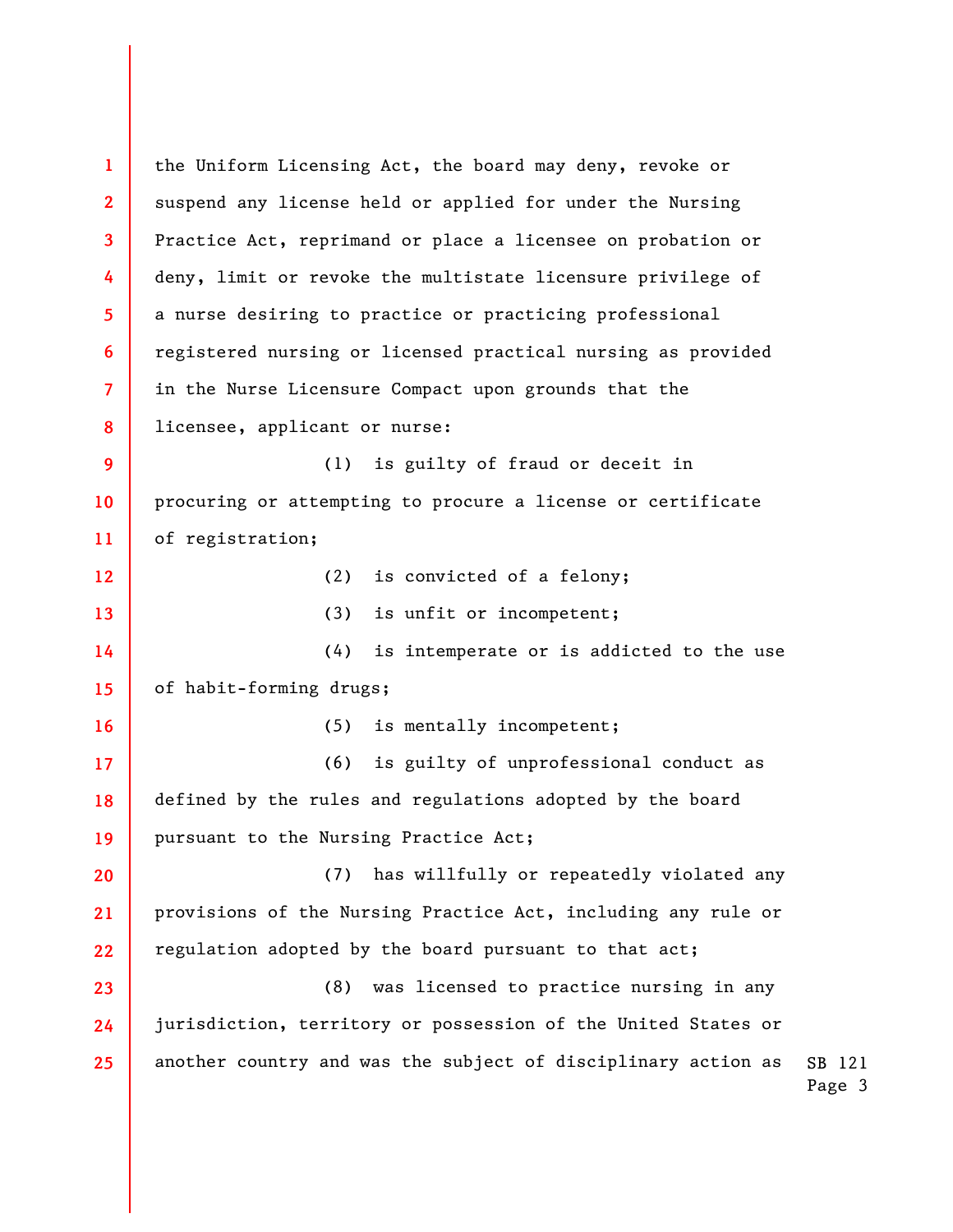the Uniform Licensing Act, the board may deny, revoke or suspend any license held or applied for under the Nursing Practice Act, reprimand or place a licensee on probation or deny, limit or revoke the multistate licensure privilege of a nurse desiring to practice or practicing professional registered nursing or licensed practical nursing as provided in the Nurse Licensure Compact upon grounds that the licensee, applicant or nurse:

(1) is guilty of fraud or deceit in procuring or attempting to procure a license or certificate of registration;

(2) is convicted of a felony;

(3) is unfit or incompetent;

(4) is intemperate or is addicted to the use of habit-forming drugs;

(5) is mentally incompetent;

(6) is guilty of unprofessional conduct as defined by the rules and regulations adopted by the board pursuant to the Nursing Practice Act;

(7) has willfully or repeatedly violated any provisions of the Nursing Practice Act, including any rule or regulation adopted by the board pursuant to that act;

(8) was licensed to practice nursing in any jurisdiction, territory or possession of the United States or another country and was the subject of disciplinary action as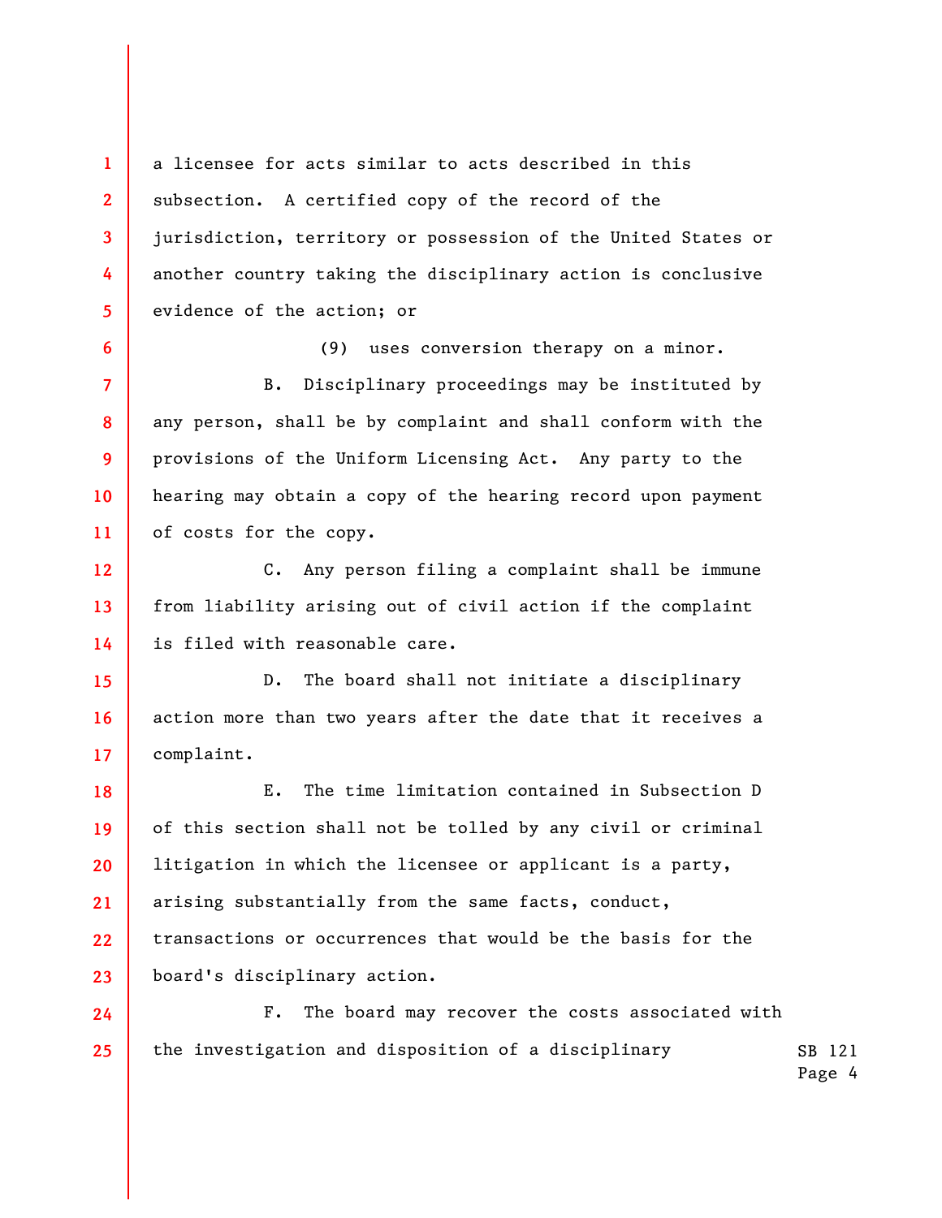a licensee for acts similar to acts described in this subsection. A certified copy of the record of the jurisdiction, territory or possession of the United States or another country taking the disciplinary action is conclusive evidence of the action; or

(9) uses conversion therapy on a minor.

B. Disciplinary proceedings may be instituted by any person, shall be by complaint and shall conform with the provisions of the Uniform Licensing Act. Any party to the hearing may obtain a copy of the hearing record upon payment of costs for the copy.

C. Any person filing a complaint shall be immune from liability arising out of civil action if the complaint is filed with reasonable care.

D. The board shall not initiate a disciplinary action more than two years after the date that it receives a complaint.

E. The time limitation contained in Subsection D of this section shall not be tolled by any civil or criminal litigation in which the licensee or applicant is a party, arising substantially from the same facts, conduct, transactions or occurrences that would be the basis for the board's disciplinary action.

F. The board may recover the costs associated with the investigation and disposition of a disciplinary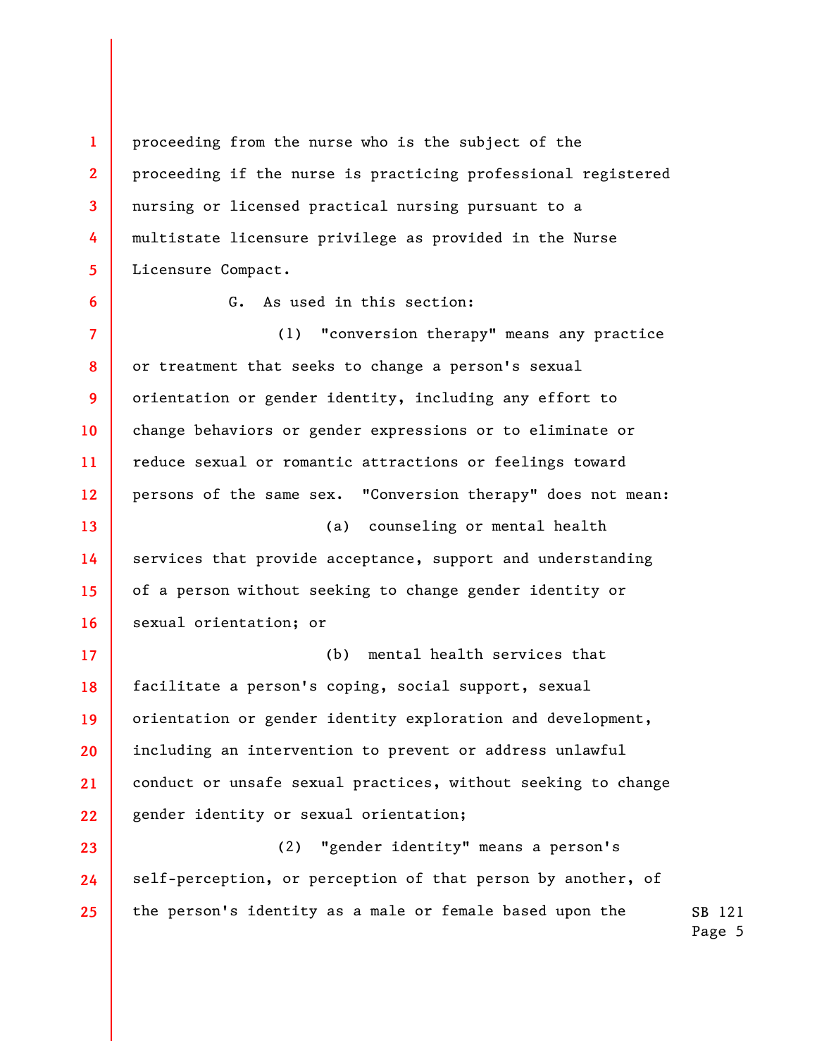proceeding from the nurse who is the subject of the proceeding if the nurse is practicing professional registered nursing or licensed practical nursing pursuant to a multistate licensure privilege as provided in the Nurse Licensure Compact.

G. As used in this section:

(1) "conversion therapy" means any practice or treatment that seeks to change a person's sexual orientation or gender identity, including any effort to change behaviors or gender expressions or to eliminate or reduce sexual or romantic attractions or feelings toward persons of the same sex. "Conversion therapy" does not mean:

(a) counseling or mental health services that provide acceptance, support and understanding of a person without seeking to change gender identity or sexual orientation; or

(b) mental health services that facilitate a person's coping, social support, sexual orientation or gender identity exploration and development, including an intervention to prevent or address unlawful conduct or unsafe sexual practices, without seeking to change gender identity or sexual orientation;

(2) "gender identity" means a person's self-perception, or perception of that person by another, of the person's identity as a male or female based upon the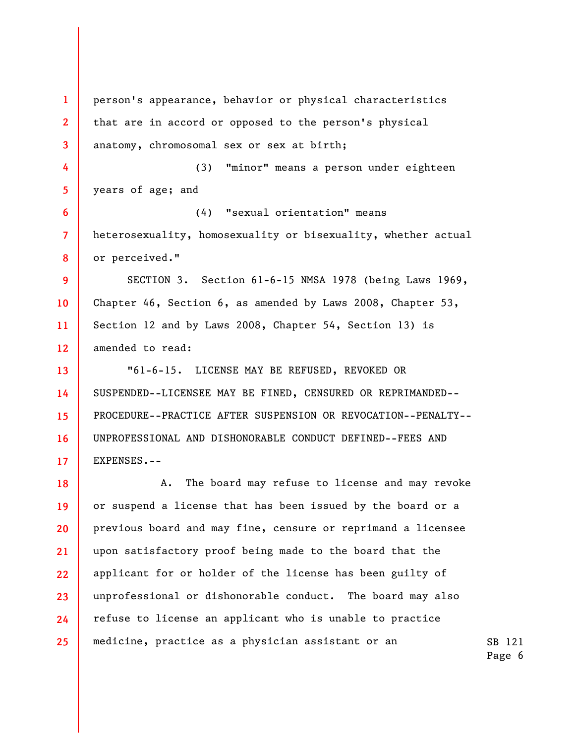person's appearance, behavior or physical characteristics that are in accord or opposed to the person's physical anatomy, chromosomal sex or sex at birth;

(3) "minor" means a person under eighteen years of age; and

(4) "sexual orientation" means heterosexuality, homosexuality or bisexuality, whether actual or perceived."

SECTION 3. Section 61-6-15 NMSA 1978 (being Laws 1969, Chapter 46, Section 6, as amended by Laws 2008, Chapter 53, Section 12 and by Laws 2008, Chapter 54, Section 13) is amended to read:

"61-6-15. LICENSE MAY BE REFUSED, REVOKED OR SUSPENDED--LICENSEE MAY BE FINED, CENSURED OR REPRIMANDED--PROCEDURE--PRACTICE AFTER SUSPENSION OR REVOCATION--PENALTY--UNPROFESSIONAL AND DISHONORABLE CONDUCT DEFINED--FEES AND EXPENSES.--

A. The board may refuse to license and may revoke or suspend a license that has been issued by the board or a previous board and may fine, censure or reprimand a licensee upon satisfactory proof being made to the board that the applicant for or holder of the license has been guilty of unprofessional or dishonorable conduct. The board may also refuse to license an applicant who is unable to practice medicine, practice as a physician assistant or an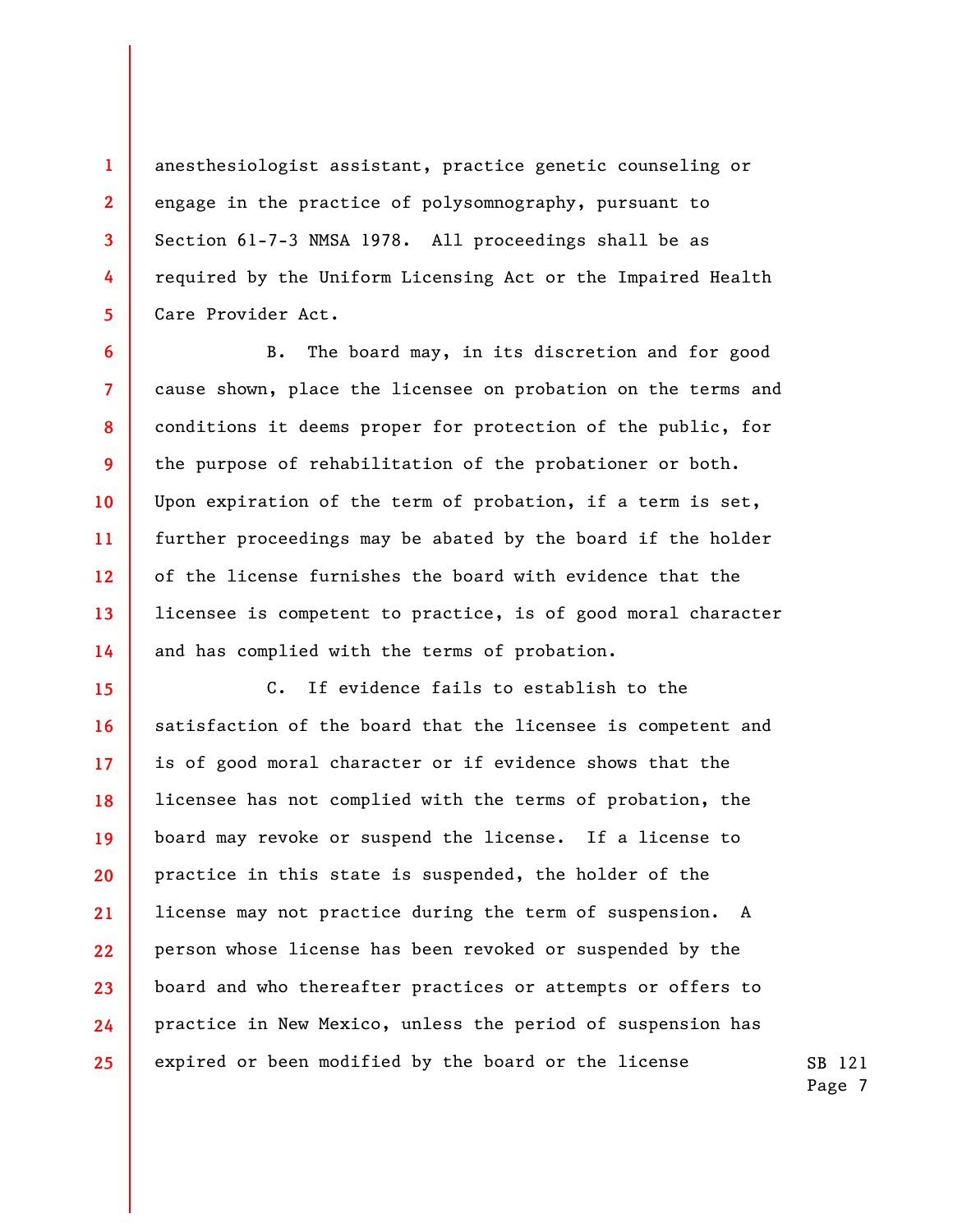anesthesiologist assistant, practice genetic counseling or engage in the practice of polysomnography, pursuant to Section 61-7-3 NMSA 1978. All proceedings shall be as required by the Uniform Licensing Act or the Impaired Health Care Provider Act.

B. The board may, in its discretion and for good cause shown, place the licensee on probation on the terms and conditions it deems proper for protection of the public, for the purpose of rehabilitation of the probationer or both. Upon expiration of the term of probation, if a term is set, further proceedings may be abated by the board if the holder of the license furnishes the board with evidence that the licensee is competent to practice, is of good moral character and has complied with the terms of probation.

C. If evidence fails to establish to the satisfaction of the board that the licensee is competent and is of good moral character or if evidence shows that the licensee has not complied with the terms of probation, the board may revoke or suspend the license. If a license to practice in this state is suspended, the holder of the license may not practice during the term of suspension. A person whose license has been revoked or suspended by the board and who thereafter practices or attempts or offers to practice in New Mexico, unless the period of suspension has expired or been modified by the board or the license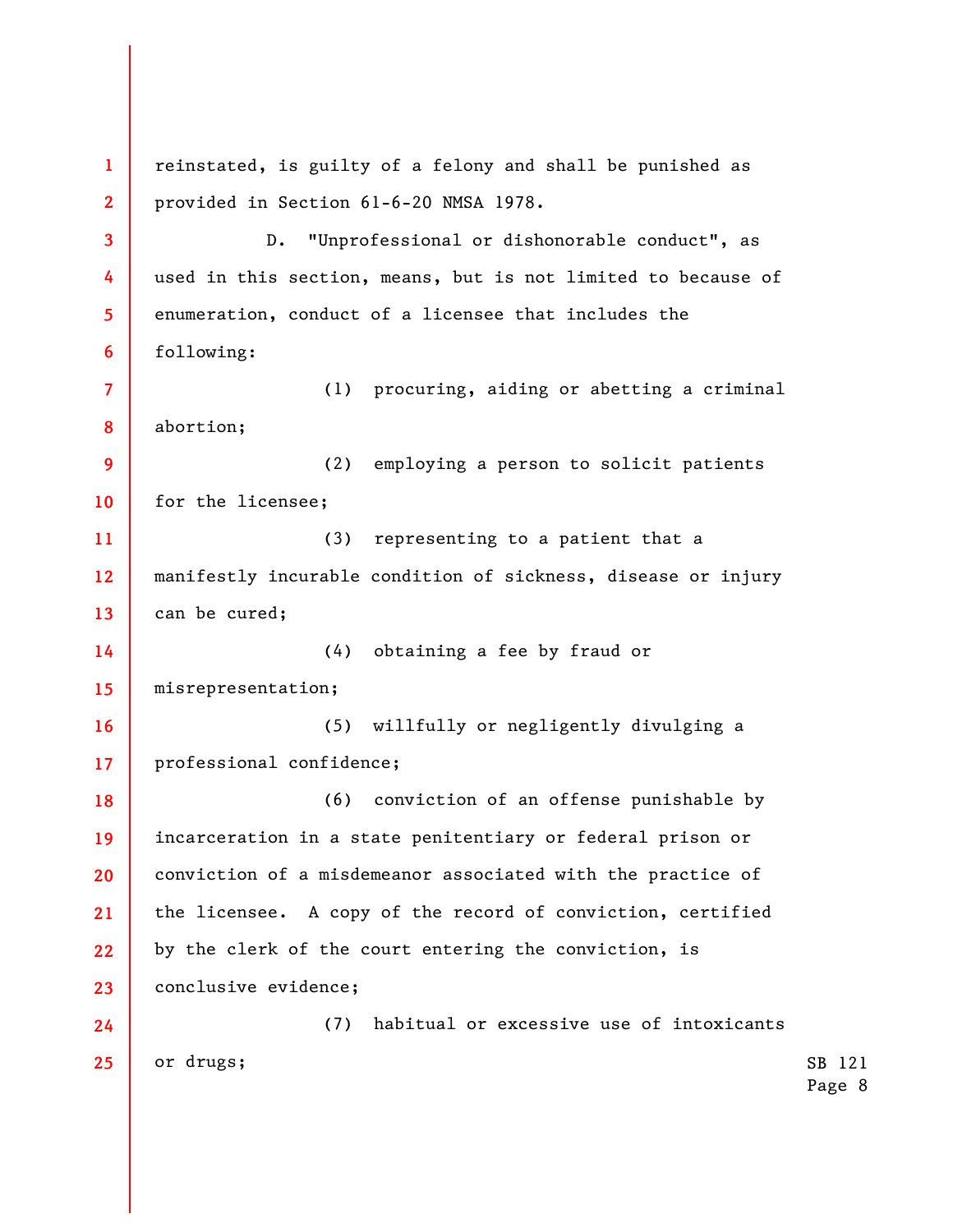reinstated, is guilty of a felony and shall be punished as provided in Section 61-6-20 NMSA 1978.

D. "Unprofessional or dishonorable conduct", as used in this section, means, but is not limited to because of enumeration, conduct of a licensee that includes the following:

(1) procuring, aiding or abetting a criminal abortion;

(2) employing a person to solicit patients for the licensee;

(3) representing to a patient that a manifestly incurable condition of sickness, disease or injury can be cured;

(4) obtaining a fee by fraud or misrepresentation;

(5) willfully or negligently divulging a professional confidence;

(6) conviction of an offense punishable by incarceration in a state penitentiary or federal prison or conviction of a misdemeanor associated with the practice of the licensee. A copy of the record of conviction, certified by the clerk of the court entering the conviction, is conclusive evidence;

(7) habitual or excessive use of intoxicants or drugs;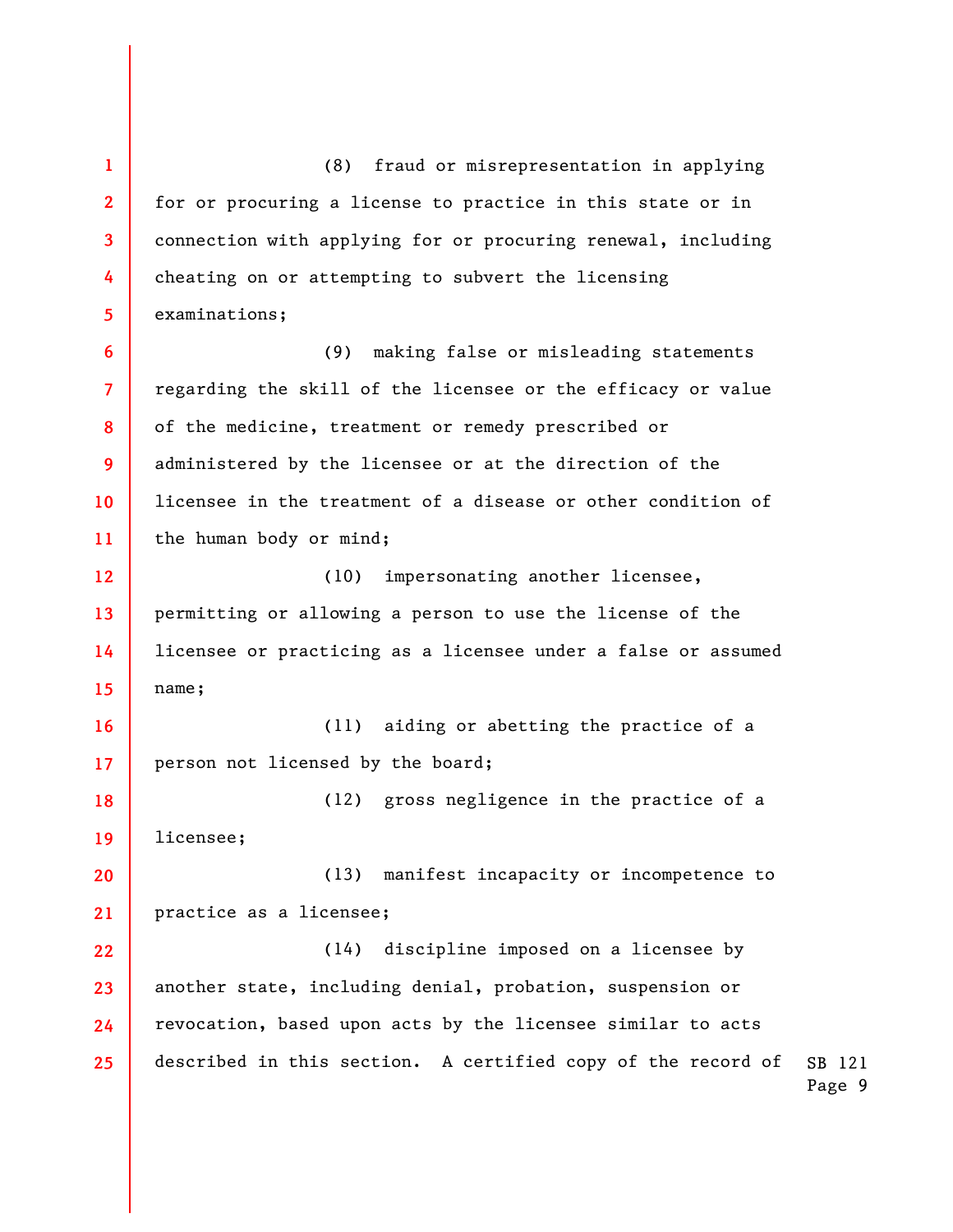(8) fraud or misrepresentation in applying for or procuring a license to practice in this state or in connection with applying for or procuring renewal, including cheating on or attempting to subvert the licensing examinations;

(9) making false or misleading statements regarding the skill of the licensee or the efficacy or value of the medicine, treatment or remedy prescribed or administered by the licensee or at the direction of the licensee in the treatment of a disease or other condition of the human body or mind;

(10) impersonating another licensee, permitting or allowing a person to use the license of the licensee or practicing as a licensee under a false or assumed name;

(11) aiding or abetting the practice of a person not licensed by the board;

(12) gross negligence in the practice of a licensee;

(13) manifest incapacity or incompetence to practice as a licensee;

(14) discipline imposed on a licensee by another state, including denial, probation, suspension or revocation, based upon acts by the licensee similar to acts described in this section. A certified copy of the record of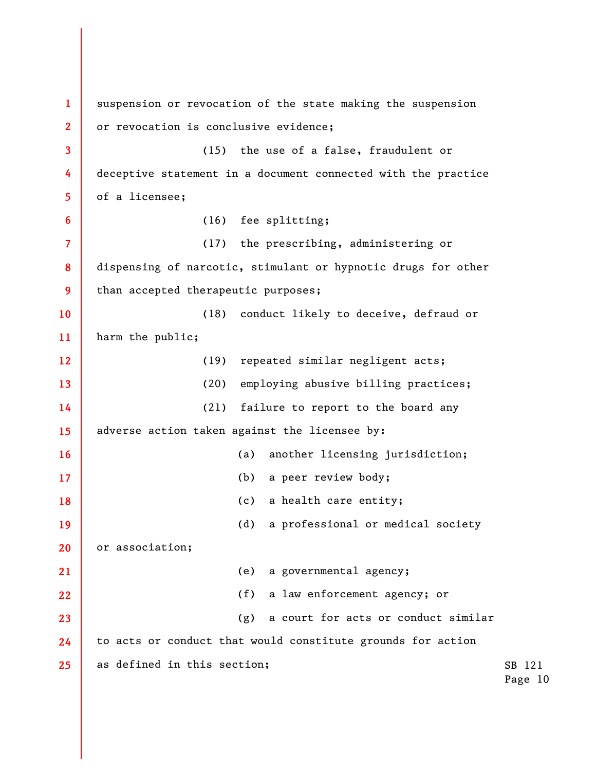suspension or revocation of the state making the suspension or revocation is conclusive evidence;

(15) the use of a false, fraudulent or deceptive statement in a document connected with the practice of a licensee;

(16) fee splitting;

(17) the prescribing, administering or dispensing of narcotic, stimulant or hypnotic drugs for other than accepted therapeutic purposes;

(18) conduct likely to deceive, defraud or harm the public;

(19) repeated similar negligent acts;

(20) employing abusive billing practices;

(21) failure to report to the board any adverse action taken against the licensee by:

(a) another licensing jurisdiction;

(b) a peer review body;

(c) a health care entity;

(d) a professional or medical society or association;

(e) a governmental agency;

(f) a law enforcement agency; or

(g) a court for acts or conduct similar to acts or conduct that would constitute grounds for action as defined in this section;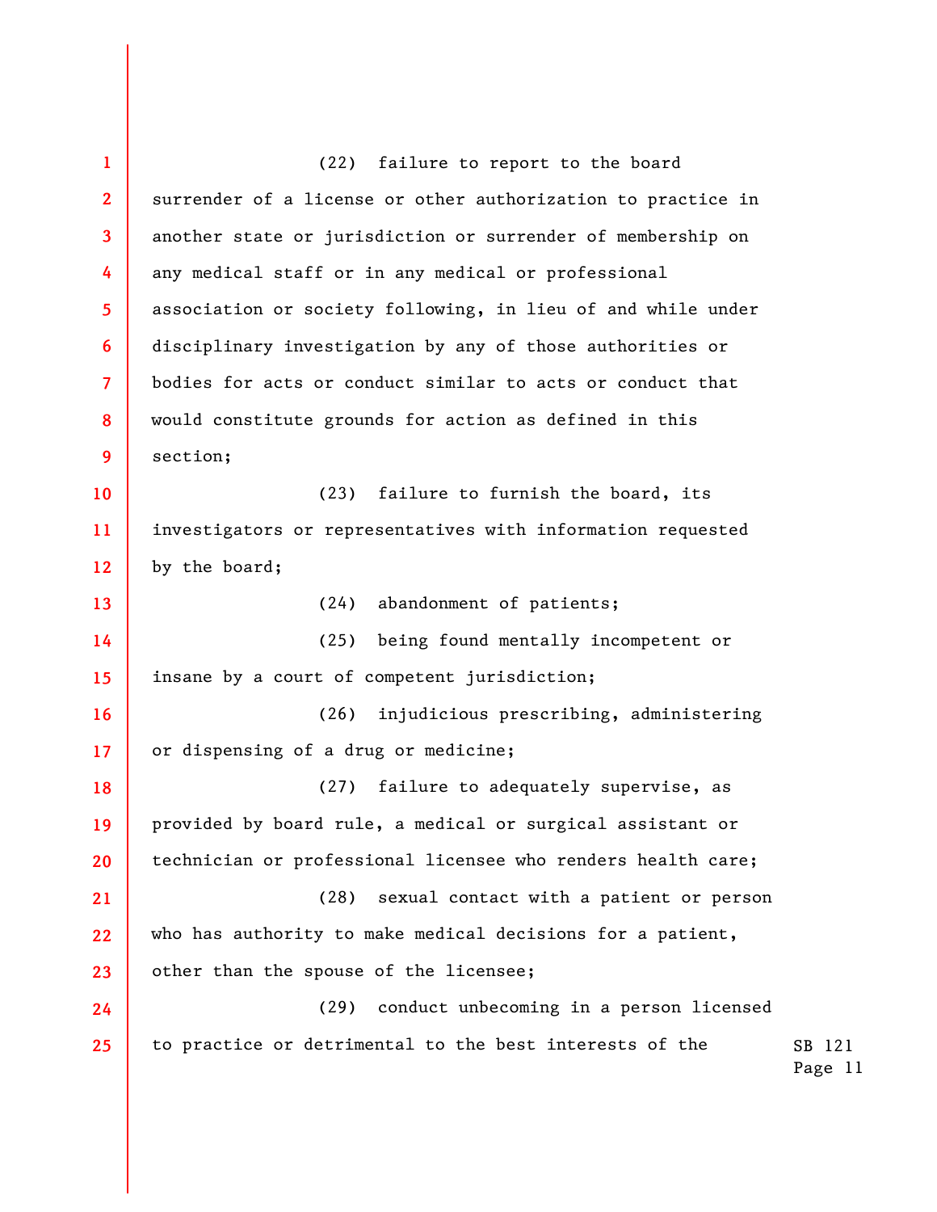(22) failure to report to the board surrender of a license or other authorization to practice in another state or jurisdiction or surrender of membership on any medical staff or in any medical or professional association or society following, in lieu of and while under disciplinary investigation by any of those authorities or bodies for acts or conduct similar to acts or conduct that would constitute grounds for action as defined in this section;

(23) failure to furnish the board, its investigators or representatives with information requested by the board;

(24) abandonment of patients;

(25) being found mentally incompetent or insane by a court of competent jurisdiction;

(26) injudicious prescribing, administering or dispensing of a drug or medicine;

(27) failure to adequately supervise, as provided by board rule, a medical or surgical assistant or technician or professional licensee who renders health care;

(28) sexual contact with a patient or person who has authority to make medical decisions for a patient, other than the spouse of the licensee;

(29) conduct unbecoming in a person licensed to practice or detrimental to the best interests of the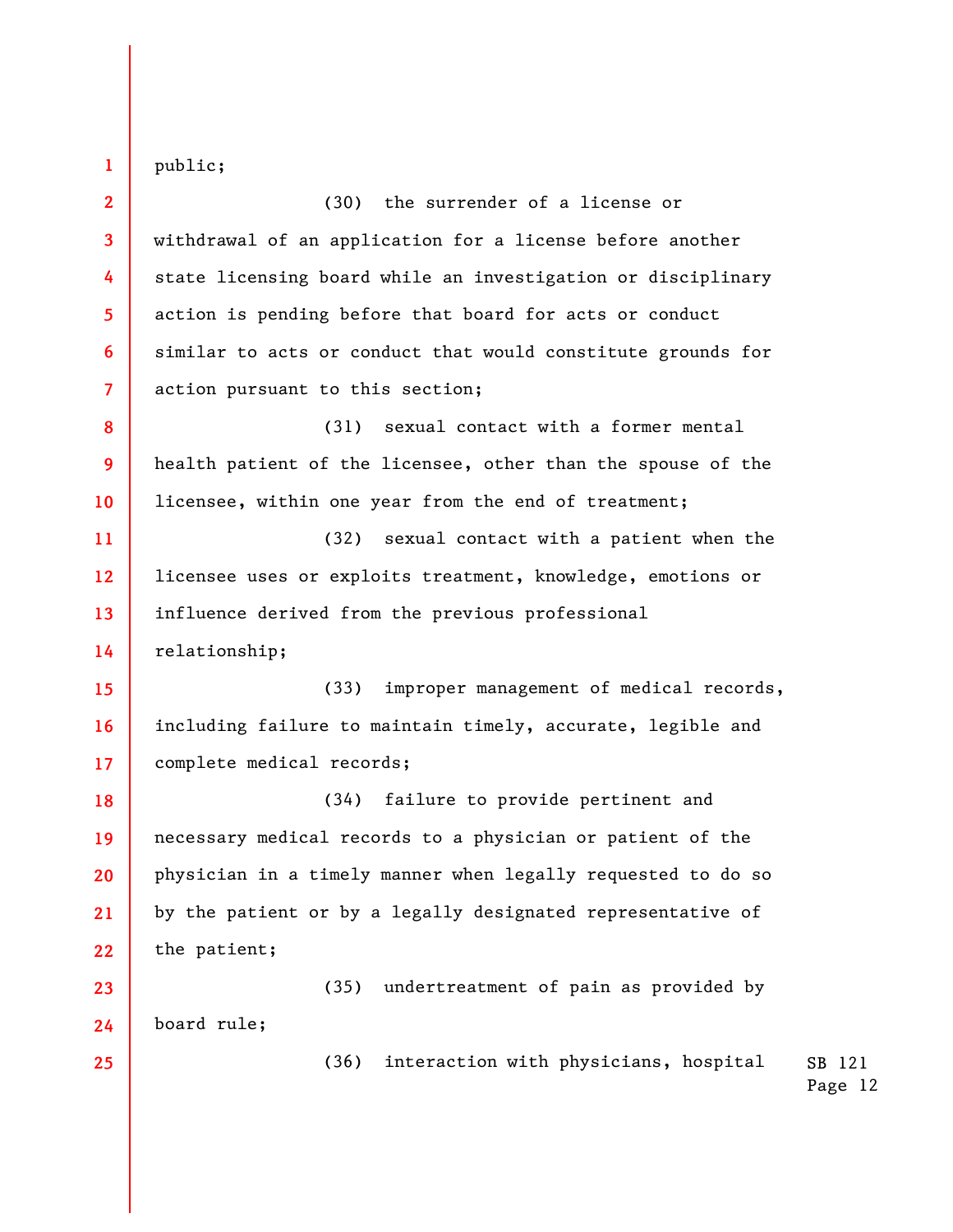public;

(30) the surrender of a license or withdrawal of an application for a license before another state licensing board while an investigation or disciplinary action is pending before that board for acts or conduct similar to acts or conduct that would constitute grounds for action pursuant to this section;

(31) sexual contact with a former mental health patient of the licensee, other than the spouse of the licensee, within one year from the end of treatment;

(32) sexual contact with a patient when the licensee uses or exploits treatment, knowledge, emotions or influence derived from the previous professional relationship;

(33) improper management of medical records, including failure to maintain timely, accurate, legible and complete medical records;

(34) failure to provide pertinent and necessary medical records to a physician or patient of the physician in a timely manner when legally requested to do so by the patient or by a legally designated representative of the patient;

(35) undertreatment of pain as provided by board rule;

(36) interaction with physicians, hospital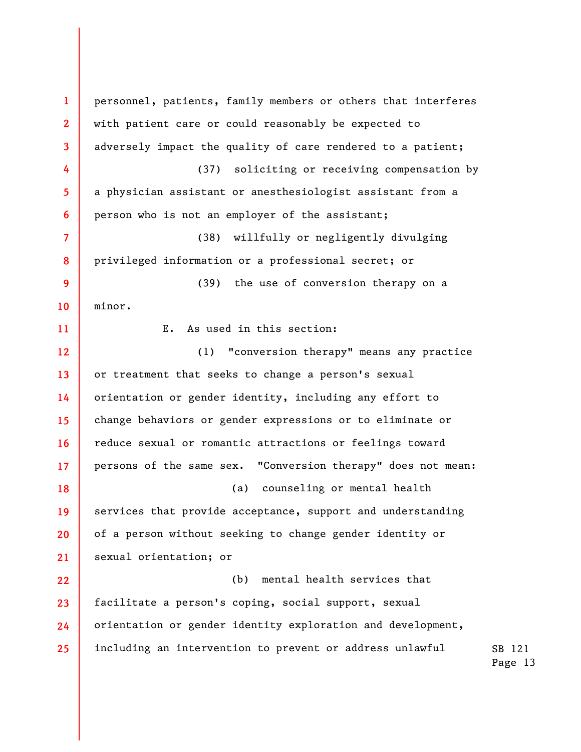personnel, patients, family members or others that interferes with patient care or could reasonably be expected to adversely impact the quality of care rendered to a patient;

(37) soliciting or receiving compensation by a physician assistant or anesthesiologist assistant from a person who is not an employer of the assistant;

(38) willfully or negligently divulging privileged information or a professional secret; or

(39) the use of conversion therapy on a minor.

E. As used in this section:

(1) "conversion therapy" means any practice or treatment that seeks to change a person's sexual orientation or gender identity, including any effort to change behaviors or gender expressions or to eliminate or reduce sexual or romantic attractions or feelings toward persons of the same sex. "Conversion therapy" does not mean:

(a) counseling or mental health services that provide acceptance, support and understanding of a person without seeking to change gender identity or sexual orientation; or

(b) mental health services that facilitate a person's coping, social support, sexual orientation or gender identity exploration and development, including an intervention to prevent or address unlawful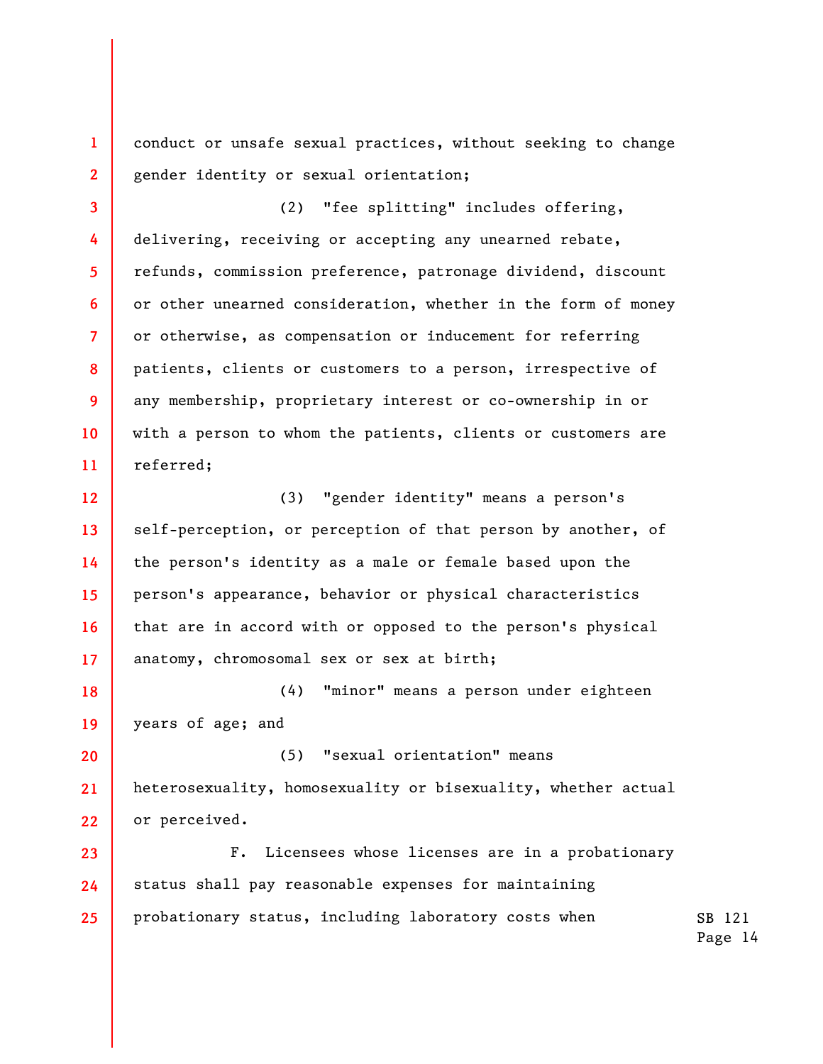conduct or unsafe sexual practices, without seeking to change gender identity or sexual orientation;

(2) "fee splitting" includes offering, delivering, receiving or accepting any unearned rebate, refunds, commission preference, patronage dividend, discount or other unearned consideration, whether in the form of money or otherwise, as compensation or inducement for referring patients, clients or customers to a person, irrespective of any membership, proprietary interest or co-ownership in or with a person to whom the patients, clients or customers are referred;

(3) "gender identity" means a person's self-perception, or perception of that person by another, of the person's identity as a male or female based upon the person's appearance, behavior or physical characteristics that are in accord with or opposed to the person's physical anatomy, chromosomal sex or sex at birth;

(4) "minor" means a person under eighteen years of age; and

(5) "sexual orientation" means heterosexuality, homosexuality or bisexuality, whether actual or perceived.

F. Licensees whose licenses are in a probationary status shall pay reasonable expenses for maintaining probationary status, including laboratory costs when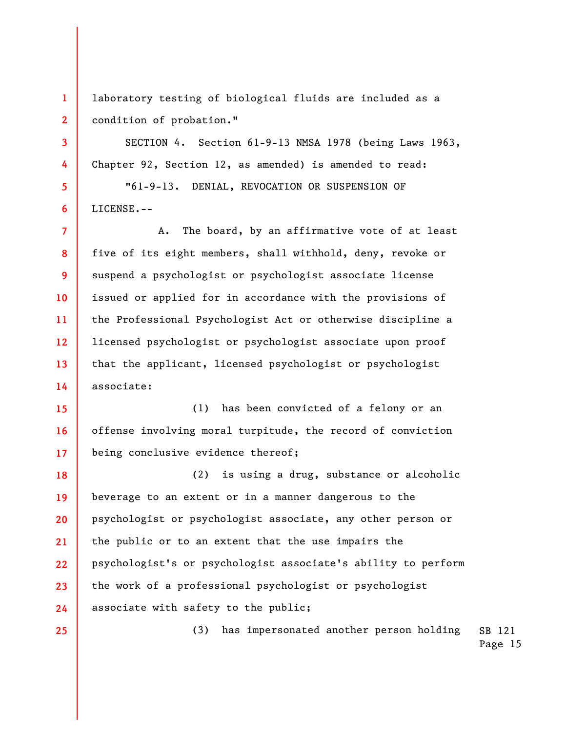laboratory testing of biological fluids are included as a condition of probation."

SECTION 4. Section 61-9-13 NMSA 1978 (being Laws 1963, Chapter 92, Section 12, as amended) is amended to read:

"61-9-13. DENIAL, REVOCATION OR SUSPENSION OF LICENSE.--

A. The board, by an affirmative vote of at least five of its eight members, shall withhold, deny, revoke or suspend a psychologist or psychologist associate license issued or applied for in accordance with the provisions of the Professional Psychologist Act or otherwise discipline a licensed psychologist or psychologist associate upon proof that the applicant, licensed psychologist or psychologist associate:

(1) has been convicted of a felony or an offense involving moral turpitude, the record of conviction being conclusive evidence thereof;

(2) is using a drug, substance or alcoholic beverage to an extent or in a manner dangerous to the psychologist or psychologist associate, any other person or the public or to an extent that the use impairs the psychologist's or psychologist associate's ability to perform the work of a professional psychologist or psychologist associate with safety to the public;

(3) has impersonated another person holding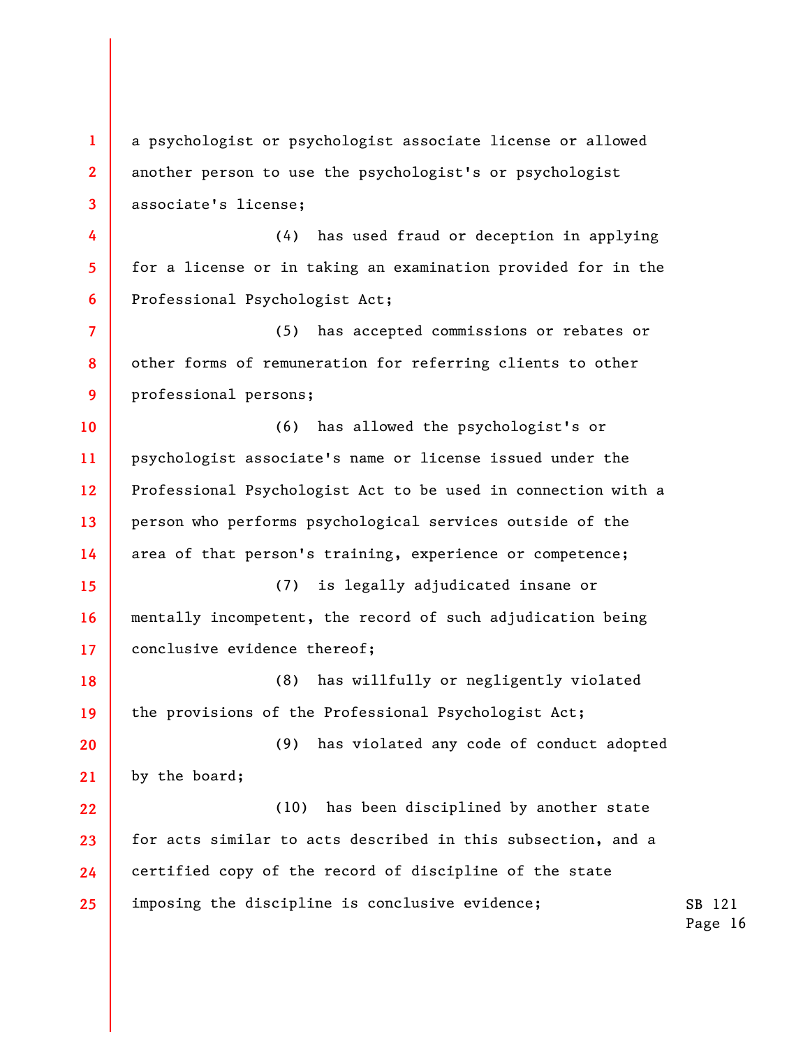a psychologist or psychologist associate license or allowed another person to use the psychologist's or psychologist associate's license;

(4) has used fraud or deception in applying for a license or in taking an examination provided for in the Professional Psychologist Act;

(5) has accepted commissions or rebates or other forms of remuneration for referring clients to other professional persons;

(6) has allowed the psychologist's or psychologist associate's name or license issued under the Professional Psychologist Act to be used in connection with a person who performs psychological services outside of the area of that person's training, experience or competence;

(7) is legally adjudicated insane or mentally incompetent, the record of such adjudication being conclusive evidence thereof;

(8) has willfully or negligently violated the provisions of the Professional Psychologist Act;

(9) has violated any code of conduct adopted by the board;

(10) has been disciplined by another state for acts similar to acts described in this subsection, and a certified copy of the record of discipline of the state imposing the discipline is conclusive evidence;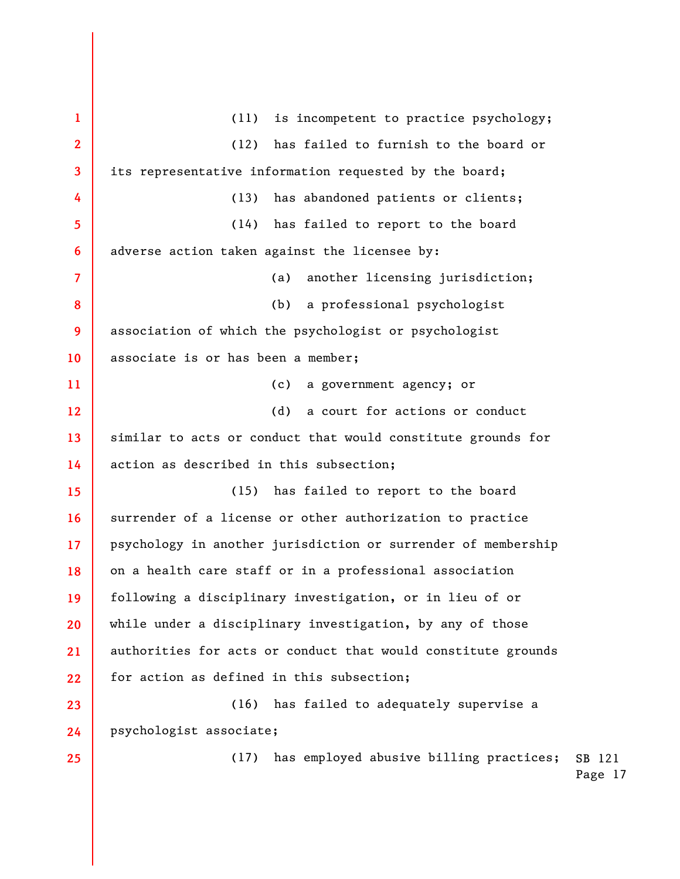(11) is incompetent to practice psychology;

(12) has failed to furnish to the board or its representative information requested by the board;

(13) has abandoned patients or clients;

(14) has failed to report to the board adverse action taken against the licensee by:

(a) another licensing jurisdiction;

(b) a professional psychologist association of which the psychologist or psychologist associate is or has been a member;

(c) a government agency; or

(d) a court for actions or conduct similar to acts or conduct that would constitute grounds for action as described in this subsection;

(15) has failed to report to the board surrender of a license or other authorization to practice psychology in another jurisdiction or surrender of membership on a health care staff or in a professional association following a disciplinary investigation, or in lieu of or while under a disciplinary investigation, by any of those authorities for acts or conduct that would constitute grounds for action as defined in this subsection;

(16) has failed to adequately supervise a psychologist associate;

(17) has employed abusive billing practices;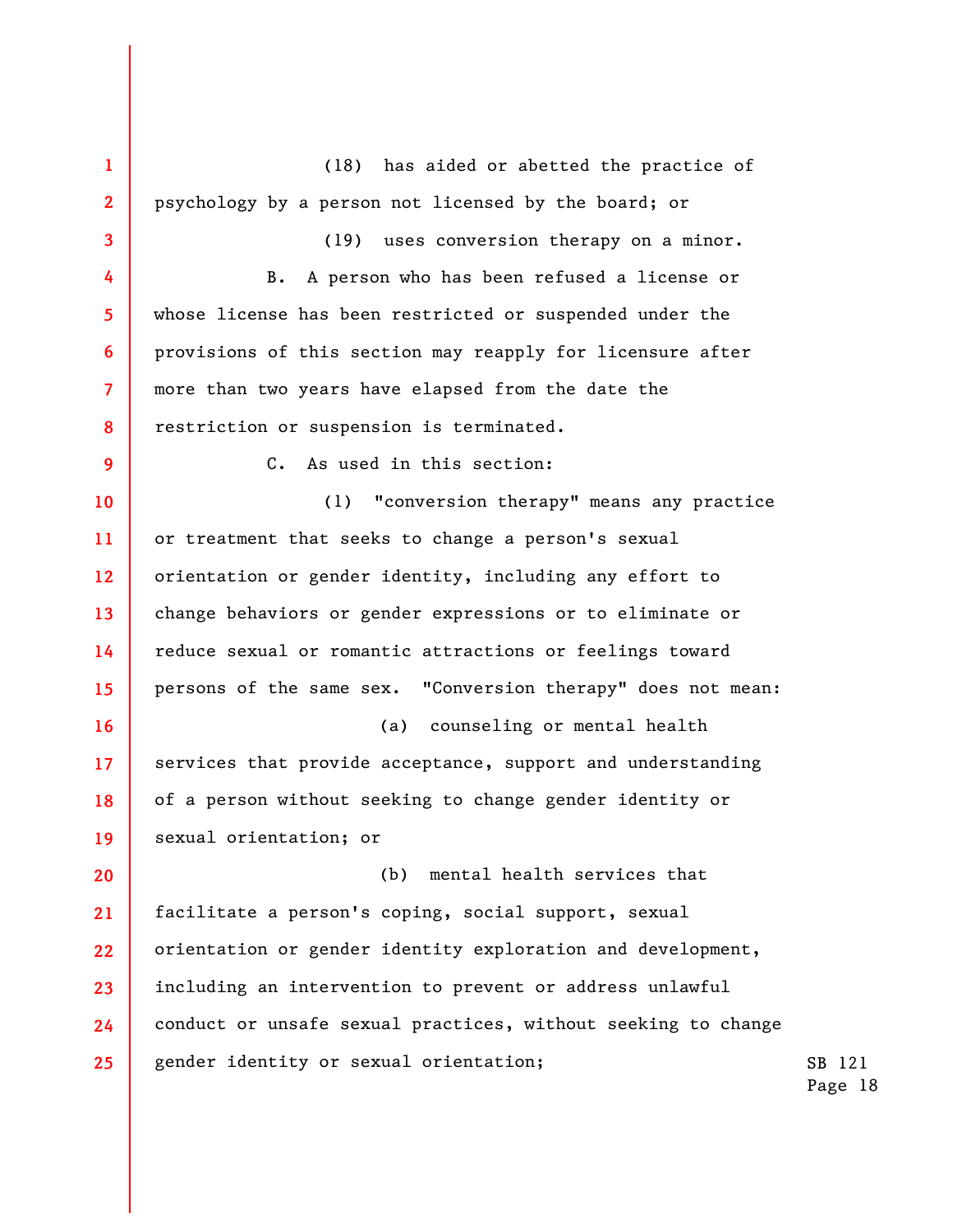(18) has aided or abetted the practice of psychology by a person not licensed by the board; or

(19) uses conversion therapy on a minor.

B. A person who has been refused a license or whose license has been restricted or suspended under the provisions of this section may reapply for licensure after more than two years have elapsed from the date the restriction or suspension is terminated.

C. As used in this section:

(1) "conversion therapy" means any practice or treatment that seeks to change a person's sexual orientation or gender identity, including any effort to change behaviors or gender expressions or to eliminate or reduce sexual or romantic attractions or feelings toward persons of the same sex. "Conversion therapy" does not mean:

(a) counseling or mental health services that provide acceptance, support and understanding of a person without seeking to change gender identity or sexual orientation; or

(b) mental health services that facilitate a person's coping, social support, sexual orientation or gender identity exploration and development, including an intervention to prevent or address unlawful conduct or unsafe sexual practices, without seeking to change gender identity or sexual orientation;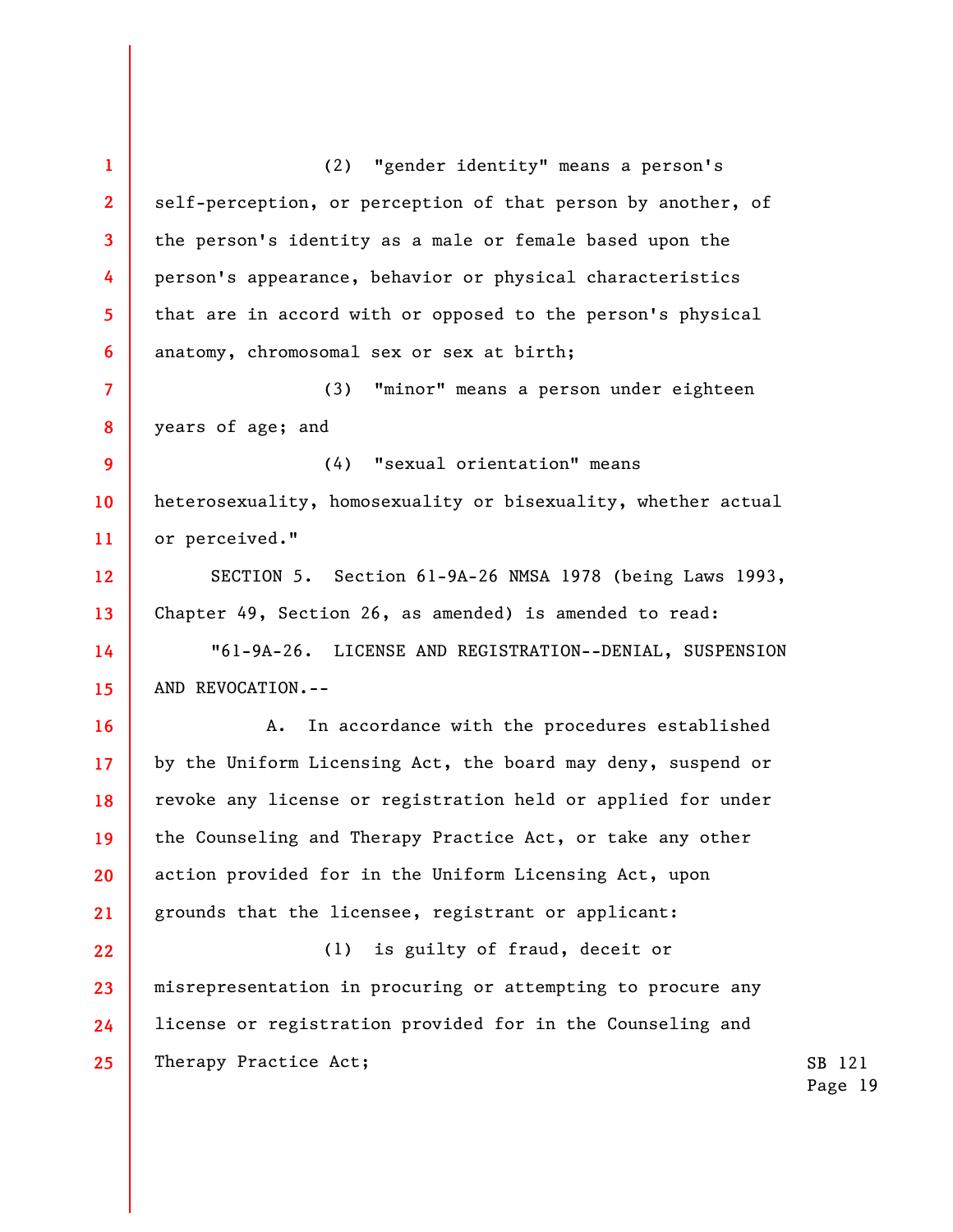(2) "gender identity" means a person's self-perception, or perception of that person by another, of the person's identity as a male or female based upon the person's appearance, behavior or physical characteristics that are in accord with or opposed to the person's physical anatomy, chromosomal sex or sex at birth;

(3) "minor" means a person under eighteen years of age; and

(4) "sexual orientation" means heterosexuality, homosexuality or bisexuality, whether actual or perceived."

SECTION 5. Section 61-9A-26 NMSA 1978 (being Laws 1993, Chapter 49, Section 26, as amended) is amended to read:

"61-9A-26. LICENSE AND REGISTRATION--DENIAL, SUSPENSION AND REVOCATION.--

A. In accordance with the procedures established by the Uniform Licensing Act, the board may deny, suspend or revoke any license or registration held or applied for under the Counseling and Therapy Practice Act, or take any other action provided for in the Uniform Licensing Act, upon grounds that the licensee, registrant or applicant:

(1) is guilty of fraud, deceit or misrepresentation in procuring or attempting to procure any license or registration provided for in the Counseling and Therapy Practice Act;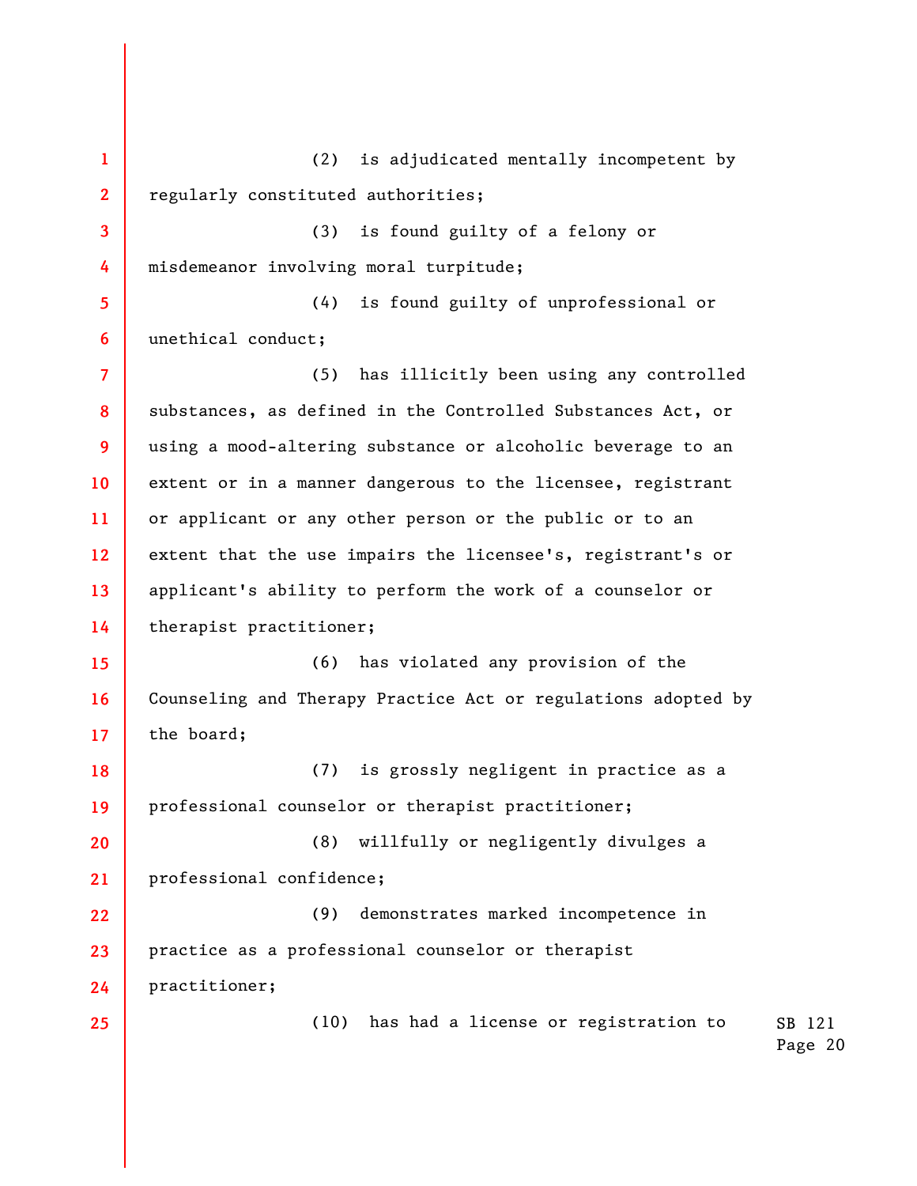(2) is adjudicated mentally incompetent by regularly constituted authorities;

(3) is found guilty of a felony or misdemeanor involving moral turpitude;

(4) is found guilty of unprofessional or unethical conduct;

(5) has illicitly been using any controlled substances, as defined in the Controlled Substances Act, or using a mood-altering substance or alcoholic beverage to an extent or in a manner dangerous to the licensee, registrant or applicant or any other person or the public or to an extent that the use impairs the licensee's, registrant's or applicant's ability to perform the work of a counselor or therapist practitioner;

(6) has violated any provision of the Counseling and Therapy Practice Act or regulations adopted by the board;

(7) is grossly negligent in practice as a professional counselor or therapist practitioner;

(8) willfully or negligently divulges a professional confidence;

(9) demonstrates marked incompetence in practice as a professional counselor or therapist practitioner;

(10) has had a license or registration to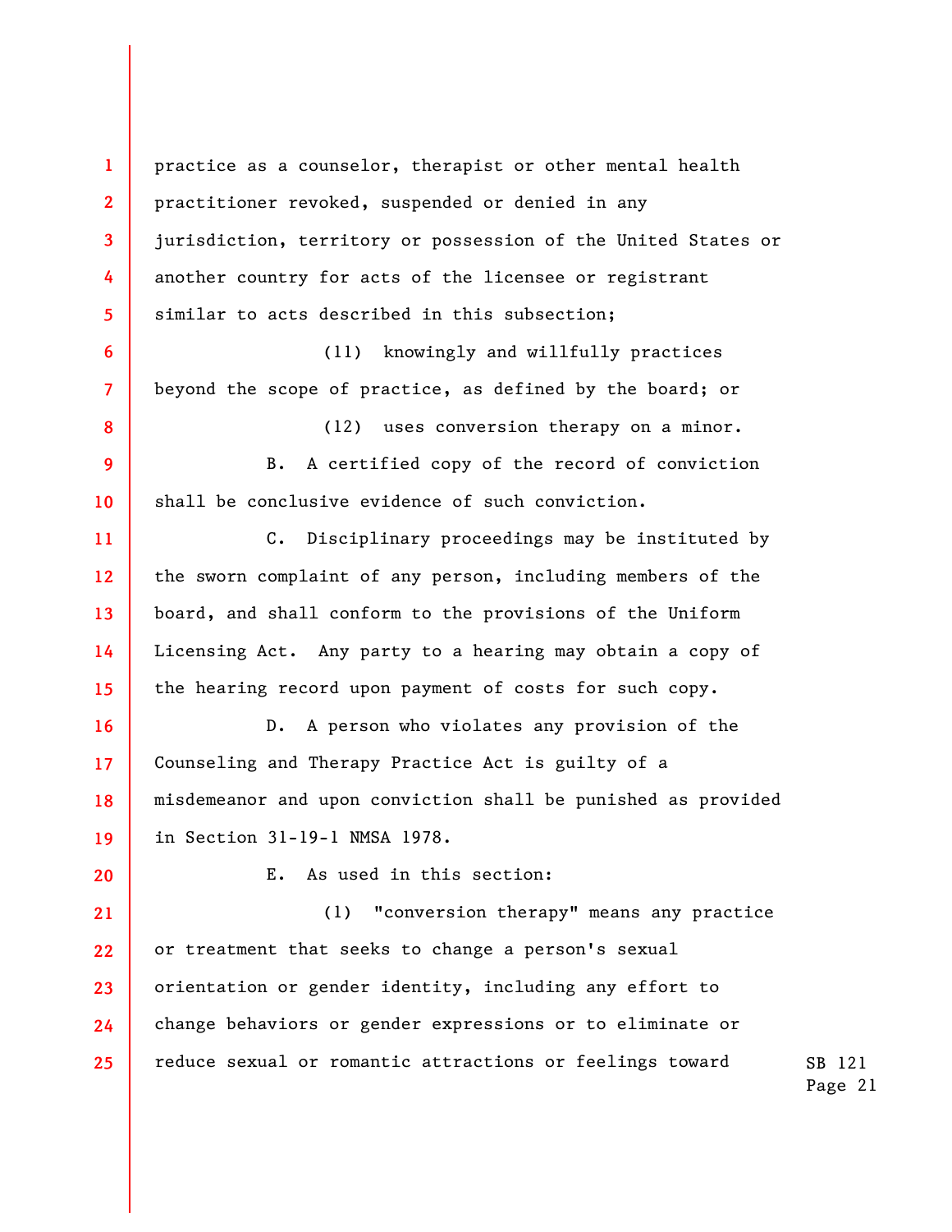practice as a counselor, therapist or other mental health practitioner revoked, suspended or denied in any jurisdiction, territory or possession of the United States or another country for acts of the licensee or registrant similar to acts described in this subsection;

(11) knowingly and willfully practices beyond the scope of practice, as defined by the board; or

(12) uses conversion therapy on a minor.

B. A certified copy of the record of conviction shall be conclusive evidence of such conviction.

C. Disciplinary proceedings may be instituted by the sworn complaint of any person, including members of the board, and shall conform to the provisions of the Uniform Licensing Act. Any party to a hearing may obtain a copy of the hearing record upon payment of costs for such copy.

D. A person who violates any provision of the Counseling and Therapy Practice Act is guilty of a misdemeanor and upon conviction shall be punished as provided in Section 31-19-1 NMSA 1978.

E. As used in this section:

(1) "conversion therapy" means any practice or treatment that seeks to change a person's sexual orientation or gender identity, including any effort to change behaviors or gender expressions or to eliminate or reduce sexual or romantic attractions or feelings toward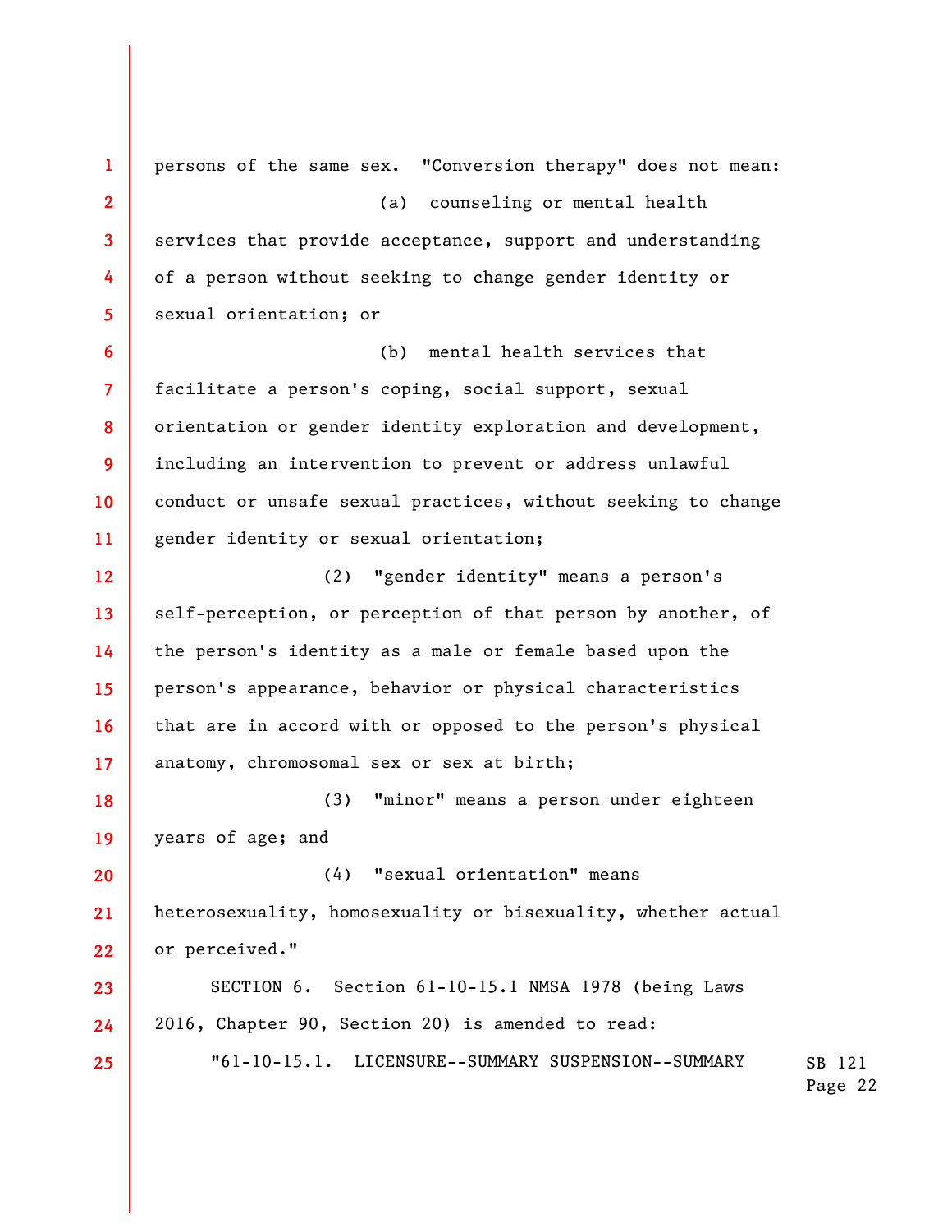persons of the same sex. "Conversion therapy" does not mean:

(a) counseling or mental health services that provide acceptance, support and understanding of a person without seeking to change gender identity or sexual orientation; or

(b) mental health services that facilitate a person's coping, social support, sexual orientation or gender identity exploration and development, including an intervention to prevent or address unlawful conduct or unsafe sexual practices, without seeking to change gender identity or sexual orientation;

(2) "gender identity" means a person's self-perception, or perception of that person by another, of the person's identity as a male or female based upon the person's appearance, behavior or physical characteristics that are in accord with or opposed to the person's physical anatomy, chromosomal sex or sex at birth;

(3) "minor" means a person under eighteen years of age; and

(4) "sexual orientation" means heterosexuality, homosexuality or bisexuality, whether actual or perceived."

SECTION 6. Section 61-10-15.1 NMSA 1978 (being Laws 2016, Chapter 90, Section 20) is amended to read:

"61-10-15.1. LICENSURE--SUMMARY SUSPENSION--SUMMARY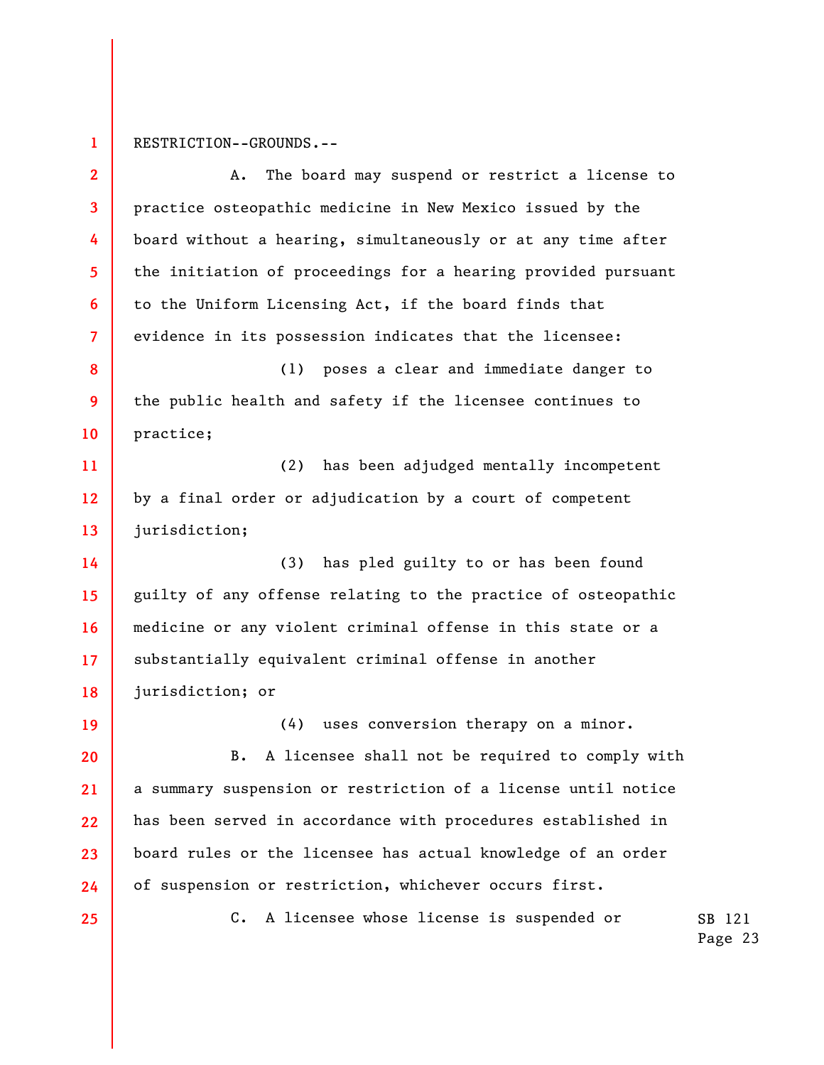RESTRICTION--GROUNDS.--

A. The board may suspend or restrict a license to practice osteopathic medicine in New Mexico issued by the board without a hearing, simultaneously or at any time after the initiation of proceedings for a hearing provided pursuant to the Uniform Licensing Act, if the board finds that evidence in its possession indicates that the licensee:

(1) poses a clear and immediate danger to the public health and safety if the licensee continues to practice;

(2) has been adjudged mentally incompetent by a final order or adjudication by a court of competent jurisdiction;

(3) has pled guilty to or has been found guilty of any offense relating to the practice of osteopathic medicine or any violent criminal offense in this state or a substantially equivalent criminal offense in another jurisdiction; or

(4) uses conversion therapy on a minor.

B. A licensee shall not be required to comply with a summary suspension or restriction of a license until notice has been served in accordance with procedures established in board rules or the licensee has actual knowledge of an order of suspension or restriction, whichever occurs first.

C. A licensee whose license is suspended or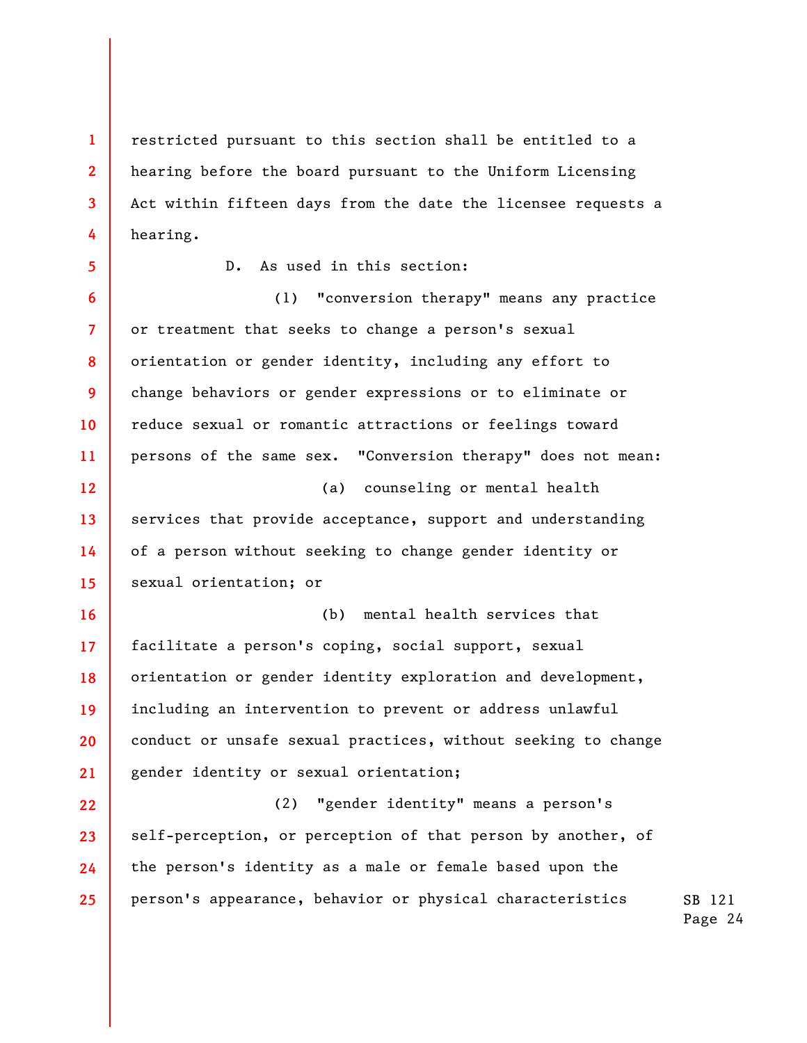restricted pursuant to this section shall be entitled to a hearing before the board pursuant to the Uniform Licensing Act within fifteen days from the date the licensee requests a hearing.

D. As used in this section:

(1) "conversion therapy" means any practice or treatment that seeks to change a person's sexual orientation or gender identity, including any effort to change behaviors or gender expressions or to eliminate or reduce sexual or romantic attractions or feelings toward persons of the same sex. "Conversion therapy" does not mean:

(a) counseling or mental health services that provide acceptance, support and understanding of a person without seeking to change gender identity or sexual orientation; or

(b) mental health services that facilitate a person's coping, social support, sexual orientation or gender identity exploration and development, including an intervention to prevent or address unlawful conduct or unsafe sexual practices, without seeking to change gender identity or sexual orientation;

(2) "gender identity" means a person's self-perception, or perception of that person by another, of the person's identity as a male or female based upon the person's appearance, behavior or physical characteristics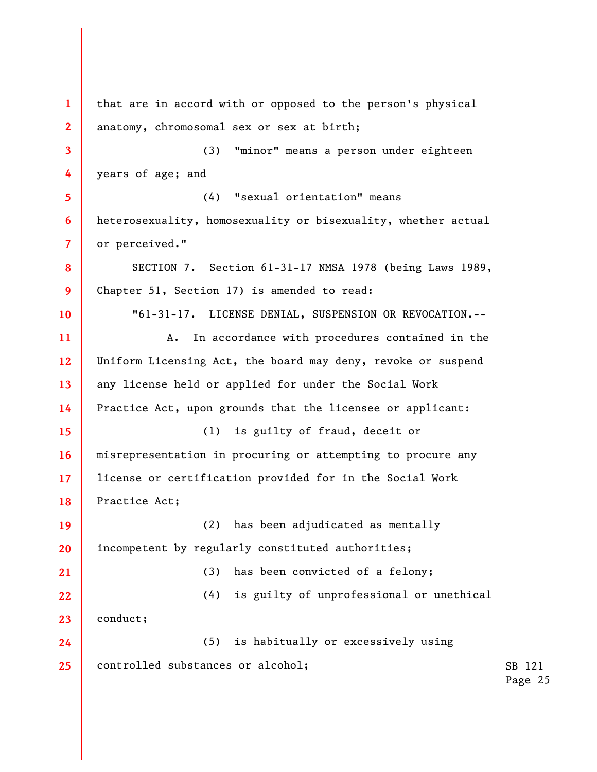that are in accord with or opposed to the person's physical anatomy, chromosomal sex or sex at birth;

(3) "minor" means a person under eighteen years of age; and

(4) "sexual orientation" means heterosexuality, homosexuality or bisexuality, whether actual or perceived."

SECTION 7. Section 61-31-17 NMSA 1978 (being Laws 1989, Chapter 51, Section 17) is amended to read:

"61-31-17. LICENSE DENIAL, SUSPENSION OR REVOCATION.--

A. In accordance with procedures contained in the Uniform Licensing Act, the board may deny, revoke or suspend any license held or applied for under the Social Work Practice Act, upon grounds that the licensee or applicant:

(1) is guilty of fraud, deceit or misrepresentation in procuring or attempting to procure any license or certification provided for in the Social Work Practice Act;

(2) has been adjudicated as mentally incompetent by regularly constituted authorities;

(3) has been convicted of a felony;

(4) is guilty of unprofessional or unethical conduct;

(5) is habitually or excessively using controlled substances or alcohol;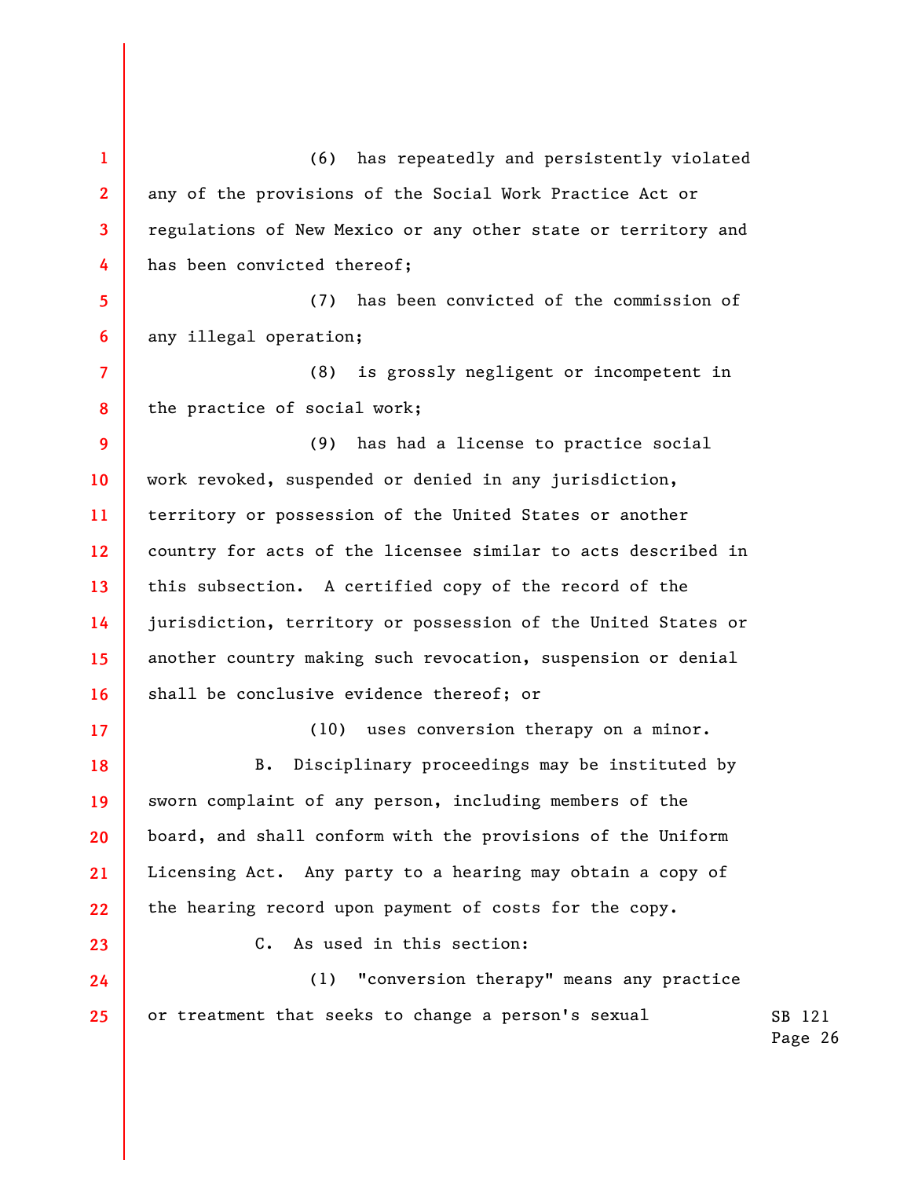(6) has repeatedly and persistently violated any of the provisions of the Social Work Practice Act or regulations of New Mexico or any other state or territory and has been convicted thereof;

(7) has been convicted of the commission of any illegal operation;

(8) is grossly negligent or incompetent in the practice of social work;

(9) has had a license to practice social work revoked, suspended or denied in any jurisdiction, territory or possession of the United States or another country for acts of the licensee similar to acts described in this subsection. A certified copy of the record of the jurisdiction, territory or possession of the United States or another country making such revocation, suspension or denial shall be conclusive evidence thereof; or

(10) uses conversion therapy on a minor.

B. Disciplinary proceedings may be instituted by sworn complaint of any person, including members of the board, and shall conform with the provisions of the Uniform Licensing Act. Any party to a hearing may obtain a copy of the hearing record upon payment of costs for the copy.

C. As used in this section:

(1) "conversion therapy" means any practice or treatment that seeks to change a person's sexual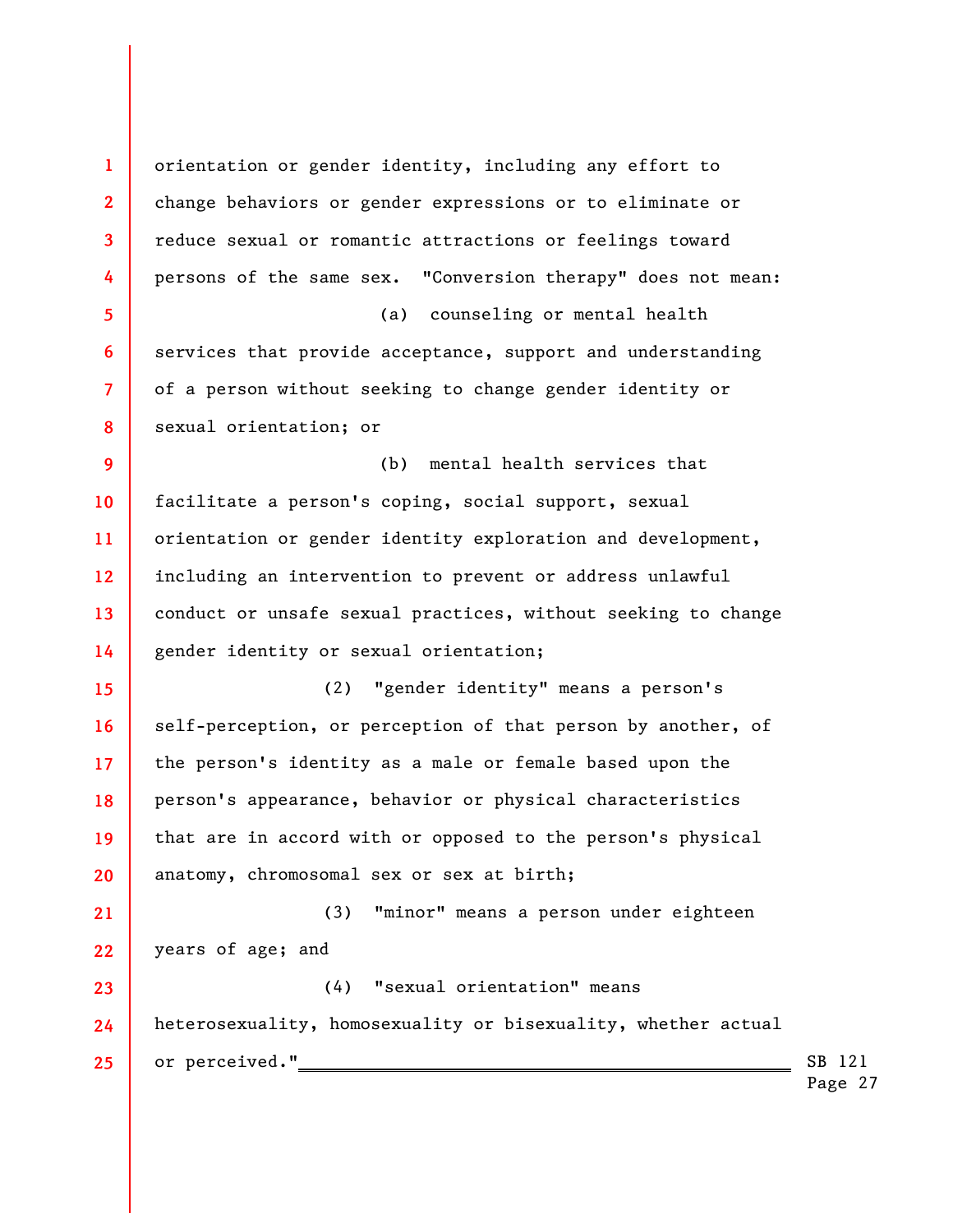orientation or gender identity, including any effort to change behaviors or gender expressions or to eliminate or reduce sexual or romantic attractions or feelings toward persons of the same sex. "Conversion therapy" does not mean:

(a) counseling or mental health services that provide acceptance, support and understanding of a person without seeking to change gender identity or sexual orientation; or

(b) mental health services that facilitate a person's coping, social support, sexual orientation or gender identity exploration and development, including an intervention to prevent or address unlawful conduct or unsafe sexual practices, without seeking to change gender identity or sexual orientation;

(2) "gender identity" means a person's self-perception, or perception of that person by another, of the person's identity as a male or female based upon the person's appearance, behavior or physical characteristics that are in accord with or opposed to the person's physical anatomy, chromosomal sex or sex at birth;

(3) "minor" means a person under eighteen years of age; and

(4) "sexual orientation" means heterosexuality, homosexuality or bisexuality, whether actual or perceived."